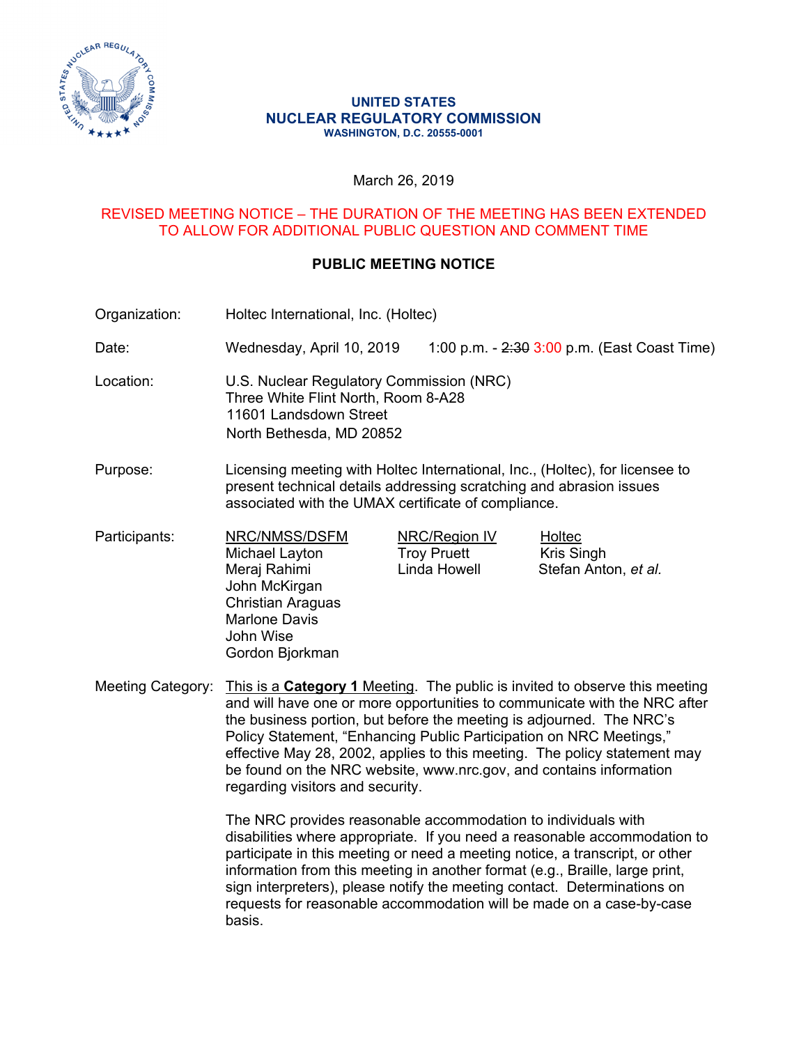**UNITED STATES**
**NUCLEAR REGULATORY COMMISSION**
**WASHINGTON, D.C. 20555-0001**

March 26, 2019

REVISED MEETING NOTICE – THE DURATION OF THE MEETING HAS BEEN EXTENDED TO ALLOW FOR ADDITIONAL PUBLIC QUESTION AND COMMENT TIME

## PUBLIC MEETING NOTICE

Organization: Holtec International, Inc. (Holtec)

Date: Wednesday, April 10, 2019 1:00 p.m. - ~~2:30~~ 3:00 p.m. (East Coast Time)

Location: U.S. Nuclear Regulatory Commission (NRC)
Three White Flint North, Room 8-A28
11601 Landsdown Street
North Bethesda, MD 20852

Purpose: Licensing meeting with Holtec International, Inc., (Holtec), for licensee to present technical details addressing scratching and abrasion issues associated with the UMAX certificate of compliance.

Participants:

| NRC/NMSS/DSFM | NRC/Region IV | Holtec |
|---|---|---|
| Michael Layton | Troy Pruett | Kris Singh |
| Meraj Rahimi | Linda Howell | Stefan Anton, *et al.* |
| John McKirgan | | |
| Christian Araguas | | |
| Marlone Davis | | |
| John Wise | | |
| Gordon Bjorkman | | |

Meeting Category: This is a **Category 1** Meeting. The public is invited to observe this meeting and will have one or more opportunities to communicate with the NRC after the business portion, but before the meeting is adjourned. The NRC's Policy Statement, "Enhancing Public Participation on NRC Meetings," effective May 28, 2002, applies to this meeting. The policy statement may be found on the NRC website, www.nrc.gov, and contains information regarding visitors and security.

The NRC provides reasonable accommodation to individuals with disabilities where appropriate. If you need a reasonable accommodation to participate in this meeting or need a meeting notice, a transcript, or other information from this meeting in another format (e.g., Braille, large print, sign interpreters), please notify the meeting contact. Determinations on requests for reasonable accommodation will be made on a case-by-case basis.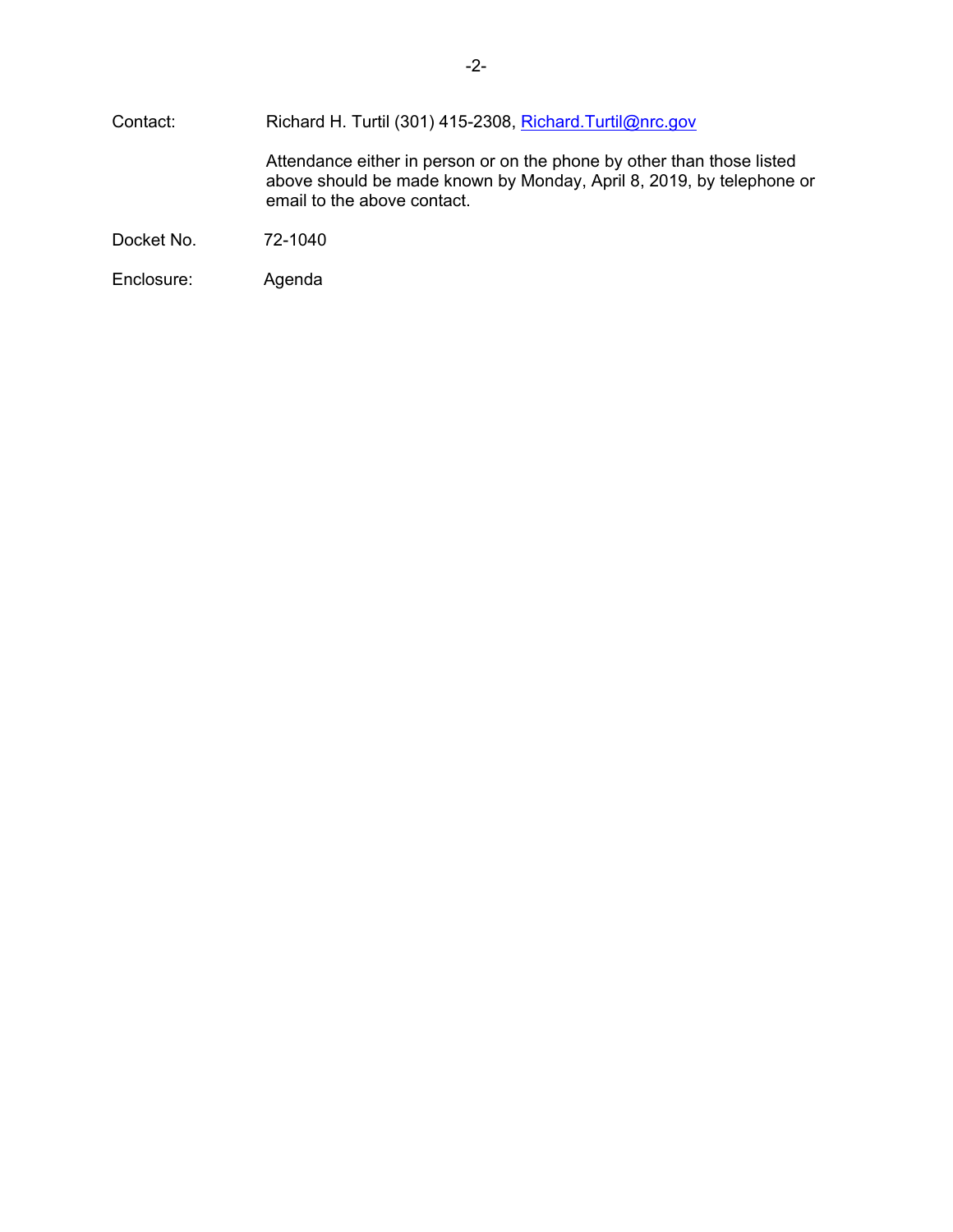Contact: Richard H. Turtil (301) 415-2308, Richard.Turtil@nrc.gov

Attendance either in person or on the phone by other than those listed above should be made known by Monday, April 8, 2019, by telephone or email to the above contact.

Docket No. 72-1040

Enclosure: Agenda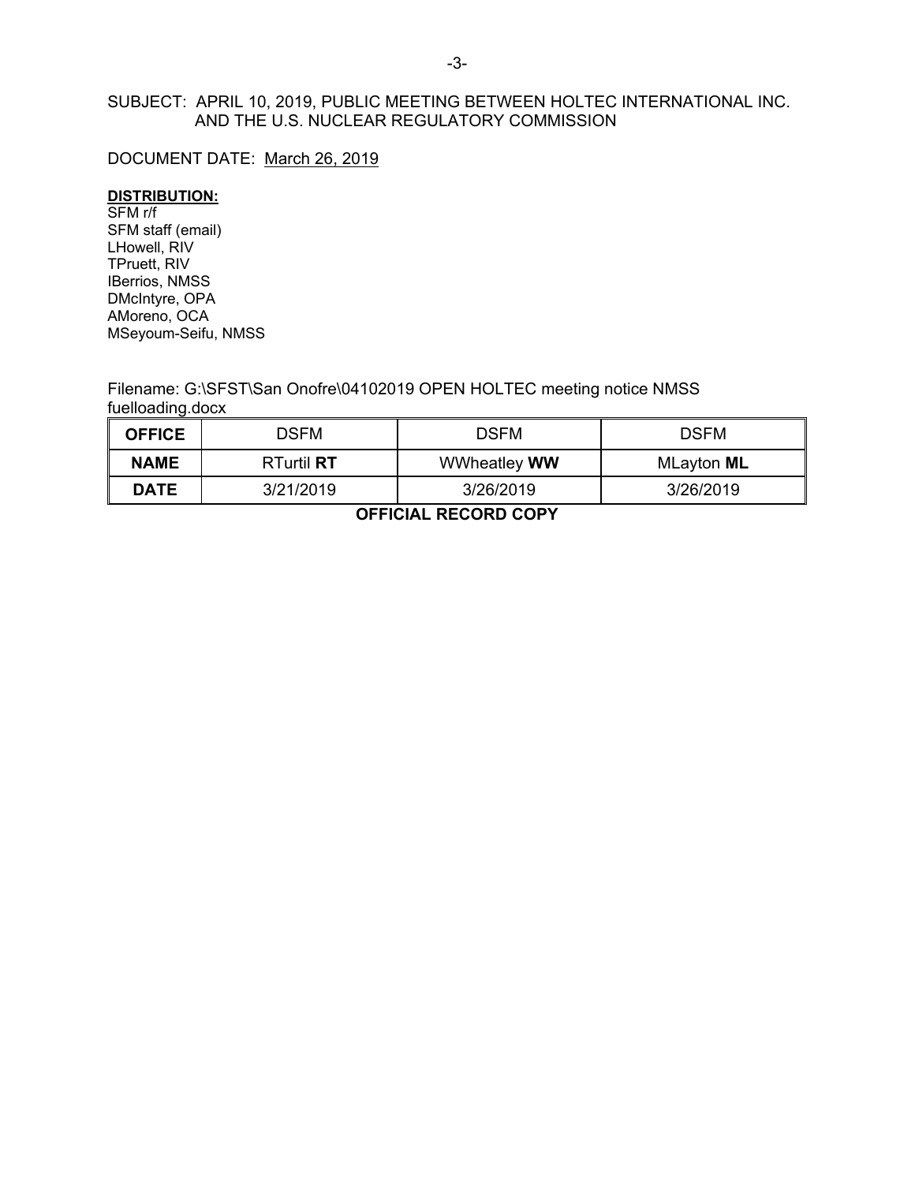SUBJECT: APRIL 10, 2019, PUBLIC MEETING BETWEEN HOLTEC INTERNATIONAL INC. AND THE U.S. NUCLEAR REGULATORY COMMISSION

DOCUMENT DATE: March 26, 2019

**DISTRIBUTION:**

SFM r/f
SFM staff (email)
LHowell, RIV
TPruett, RIV
IBerrios, NMSS
DMcIntyre, OPA
AMoreno, OCA
MSeyoum-Seifu, NMSS

Filename: G:\SFST\San Onofre\04102019 OPEN HOLTEC meeting notice NMSS fuelloading.docx

| **OFFICE** | DSFM | DSFM | DSFM |
|---|---|---|---|
| **NAME** | RTurtil **RT** | WWheatley **WW** | MLayton **ML** |
| **DATE** | 3/21/2019 | 3/26/2019 | 3/26/2019 |

**OFFICIAL RECORD COPY**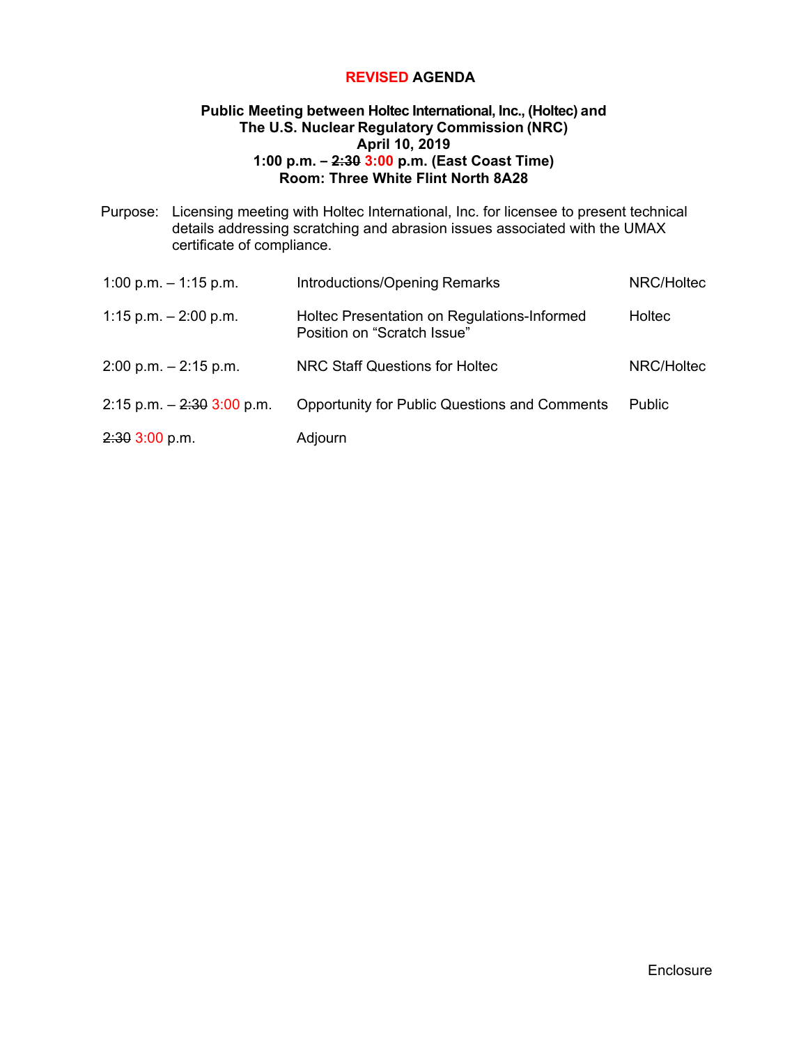# REVISED AGENDA

**Public Meeting between Holtec International, Inc., (Holtec) and**
**The U.S. Nuclear Regulatory Commission (NRC)**
**April 10, 2019**
**1:00 p.m. – ~~2:30~~ 3:00 p.m. (East Coast Time)**
**Room: Three White Flint North 8A28**

Purpose: Licensing meeting with Holtec International, Inc. for licensee to present technical details addressing scratching and abrasion issues associated with the UMAX certificate of compliance.

| | | |
|---|---|---|
| 1:00 p.m. – 1:15 p.m. | Introductions/Opening Remarks | NRC/Holtec |
| 1:15 p.m. – 2:00 p.m. | Holtec Presentation on Regulations-Informed Position on “Scratch Issue” | Holtec |
| 2:00 p.m. – 2:15 p.m. | NRC Staff Questions for Holtec | NRC/Holtec |
| 2:15 p.m. – ~~2:30~~ 3:00 p.m. | Opportunity for Public Questions and Comments | Public |
| ~~2:30~~ 3:00 p.m. | Adjourn | |

Enclosure